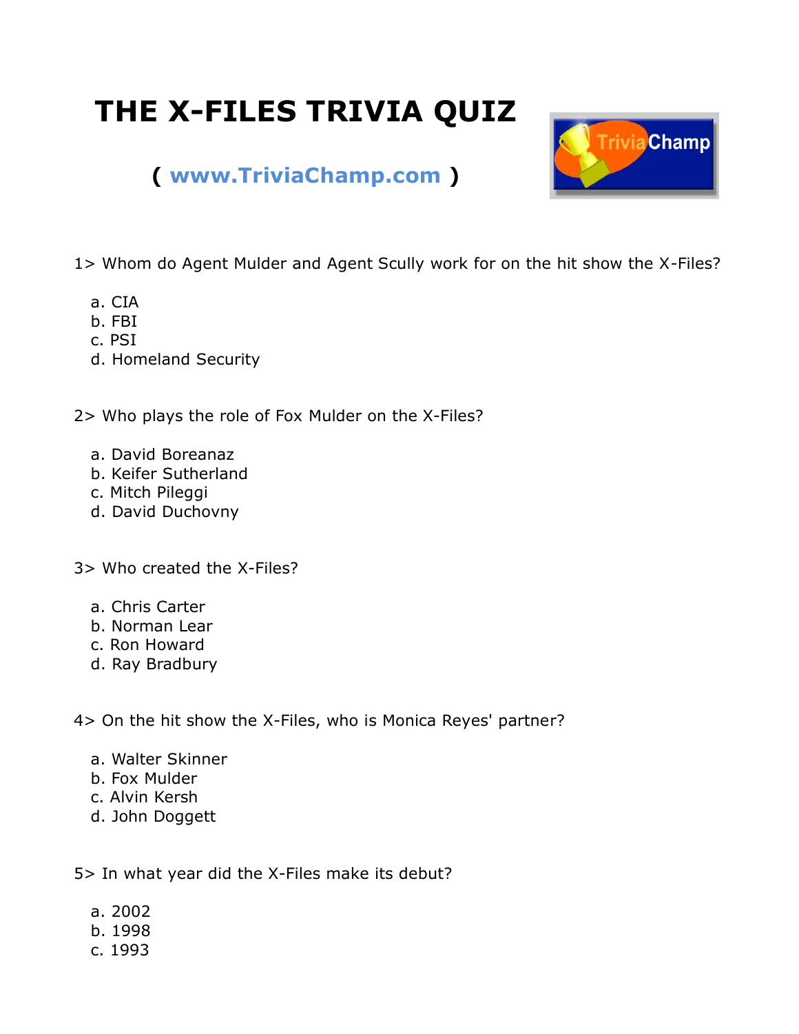# THE X-FILES TRIVIA QUIZ

**( www.TriviaChamp.com )**

1> Whom do Agent Mulder and Agent Scully work for on the hit show the X-Files?

a. CIA
b. FBI
c. PSI
d. Homeland Security

2> Who plays the role of Fox Mulder on the X-Files?

a. David Boreanaz
b. Keifer Sutherland
c. Mitch Pileggi
d. David Duchovny

3> Who created the X-Files?

a. Chris Carter
b. Norman Lear
c. Ron Howard
d. Ray Bradbury

4> On the hit show the X-Files, who is Monica Reyes' partner?

a. Walter Skinner
b. Fox Mulder
c. Alvin Kersh
d. John Doggett

5> In what year did the X-Files make its debut?

a. 2002
b. 1998
c. 1993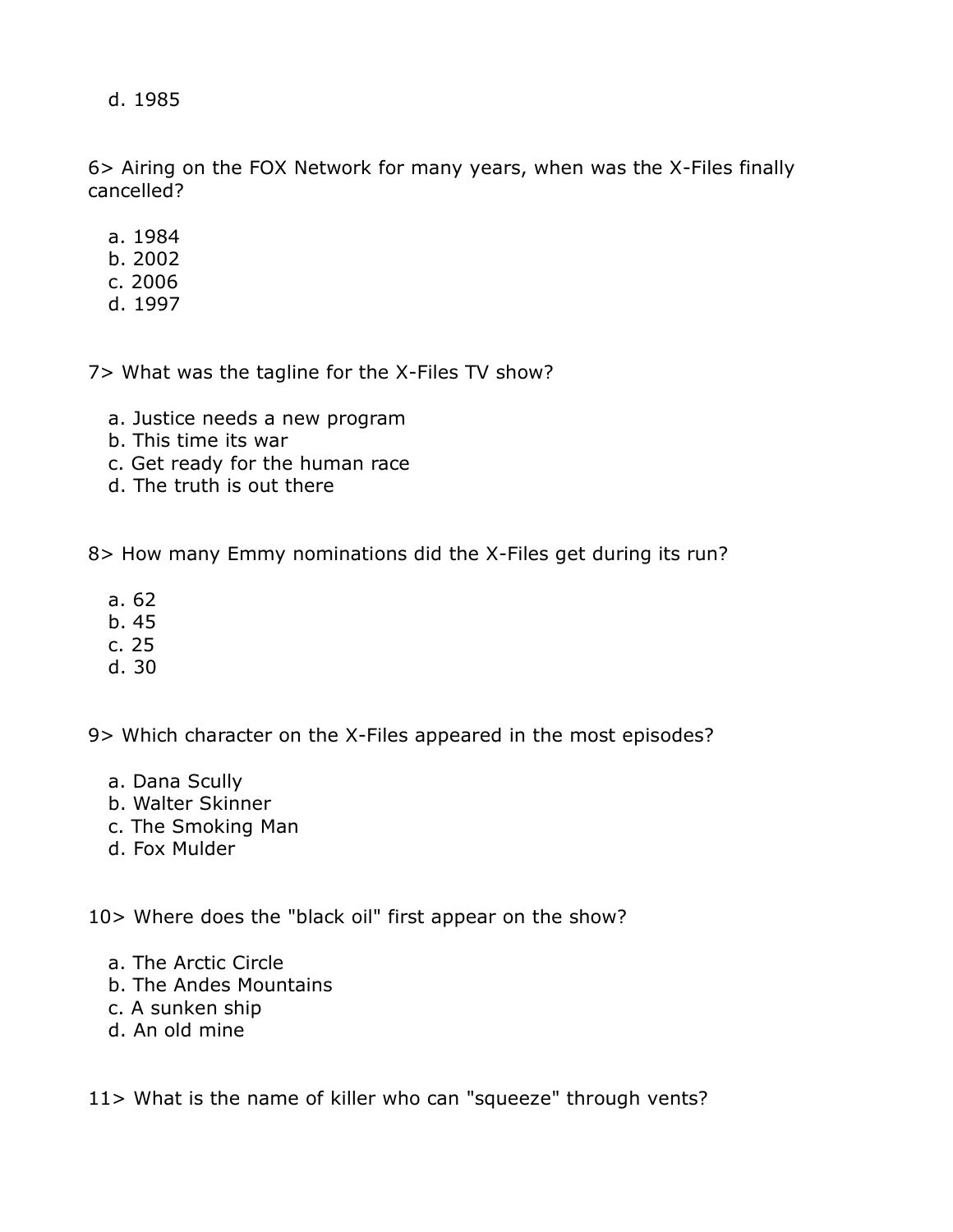d. 1985

6> Airing on the FOX Network for many years, when was the X-Files finally cancelled?

   a. 1984
   b. 2002
   c. 2006
   d. 1997

7> What was the tagline for the X-Files TV show?

   a. Justice needs a new program
   b. This time its war
   c. Get ready for the human race
   d. The truth is out there

8> How many Emmy nominations did the X-Files get during its run?

   a. 62
   b. 45
   c. 25
   d. 30

9> Which character on the X-Files appeared in the most episodes?

   a. Dana Scully
   b. Walter Skinner
   c. The Smoking Man
   d. Fox Mulder

10> Where does the "black oil" first appear on the show?

   a. The Arctic Circle
   b. The Andes Mountains
   c. A sunken ship
   d. An old mine

11> What is the name of killer who can "squeeze" through vents?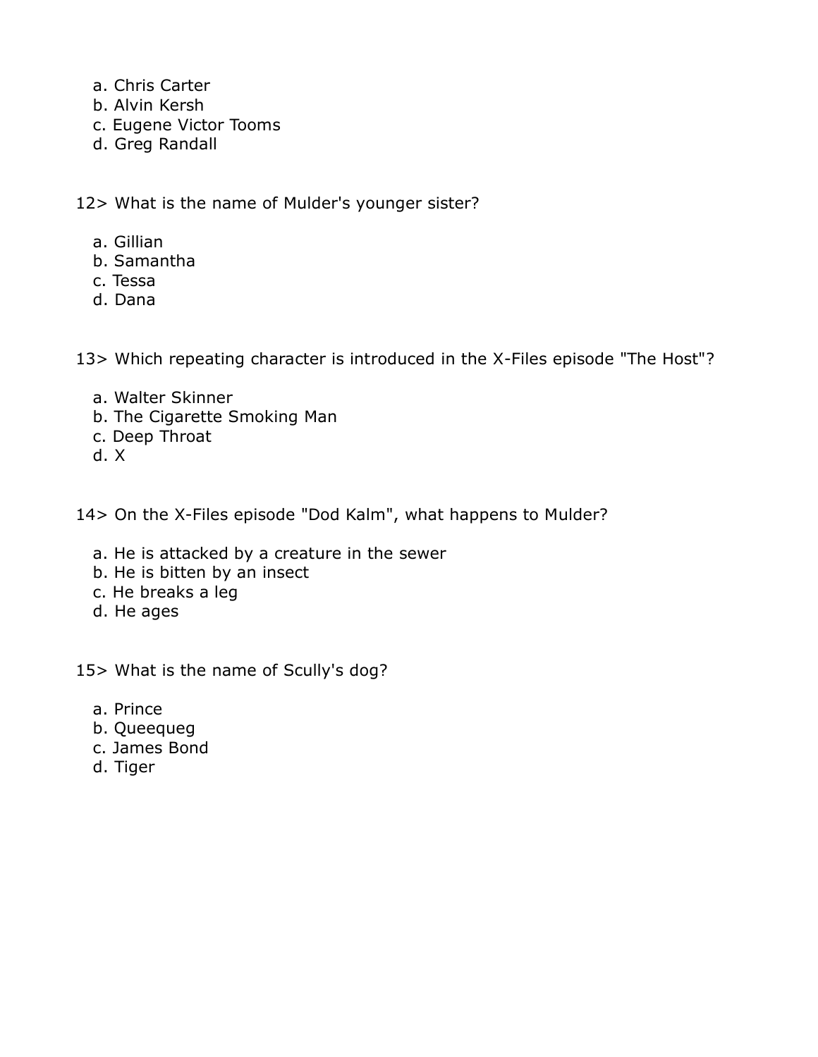a. Chris Carter
b. Alvin Kersh
c. Eugene Victor Tooms
d. Greg Randall

12> What is the name of Mulder's younger sister?

a. Gillian
b. Samantha
c. Tessa
d. Dana

13> Which repeating character is introduced in the X-Files episode "The Host"?

a. Walter Skinner
b. The Cigarette Smoking Man
c. Deep Throat
d. X

14> On the X-Files episode "Dod Kalm", what happens to Mulder?

a. He is attacked by a creature in the sewer
b. He is bitten by an insect
c. He breaks a leg
d. He ages

15> What is the name of Scully's dog?

a. Prince
b. Queequeg
c. James Bond
d. Tiger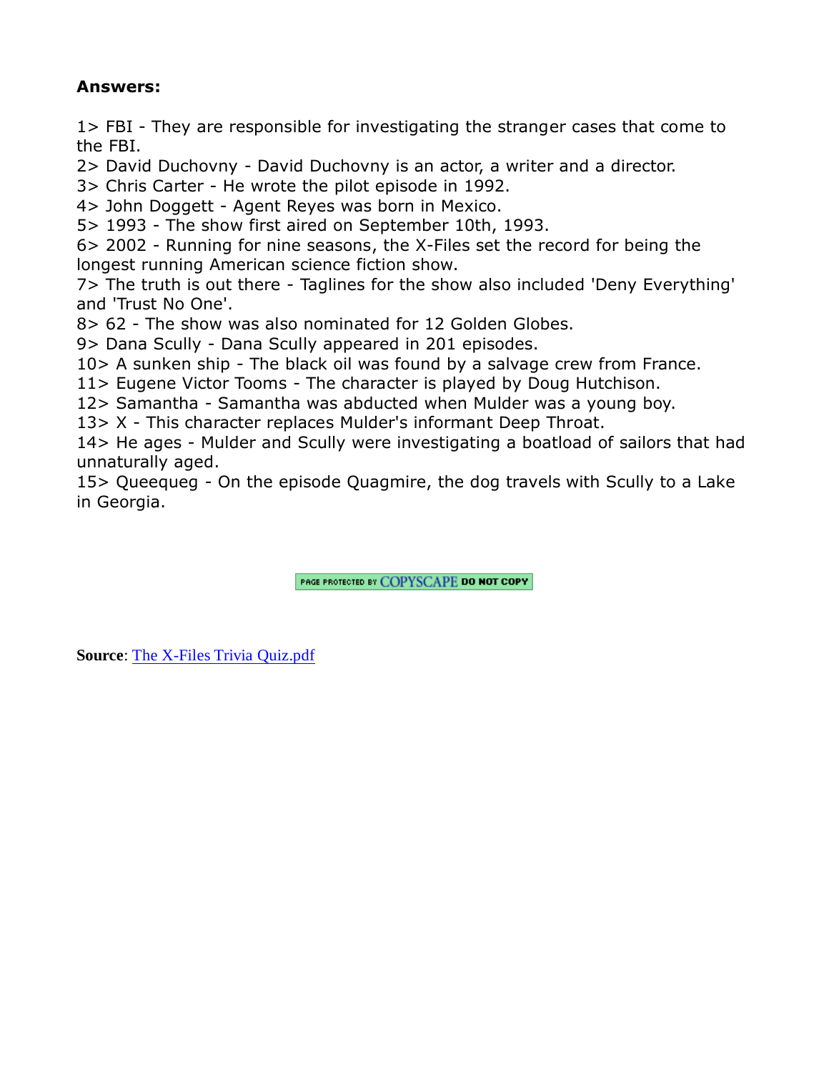**Answers:**

1> FBI - They are responsible for investigating the stranger cases that come to the FBI.
2> David Duchovny - David Duchovny is an actor, a writer and a director.
3> Chris Carter - He wrote the pilot episode in 1992.
4> John Doggett - Agent Reyes was born in Mexico.
5> 1993 - The show first aired on September 10th, 1993.
6> 2002 - Running for nine seasons, the X-Files set the record for being the longest running American science fiction show.
7> The truth is out there - Taglines for the show also included 'Deny Everything' and 'Trust No One'.
8> 62 - The show was also nominated for 12 Golden Globes.
9> Dana Scully - Dana Scully appeared in 201 episodes.
10> A sunken ship - The black oil was found by a salvage crew from France.
11> Eugene Victor Tooms - The character is played by Doug Hutchison.
12> Samantha - Samantha was abducted when Mulder was a young boy.
13> X - This character replaces Mulder's informant Deep Throat.
14> He ages - Mulder and Scully were investigating a boatload of sailors that had unnaturally aged.
15> Queequeg - On the episode Quagmire, the dog travels with Scully to a Lake in Georgia.

PAGE PROTECTED BY COPYSCAPE DO NOT COPY

**Source**: The X-Files Trivia Quiz.pdf